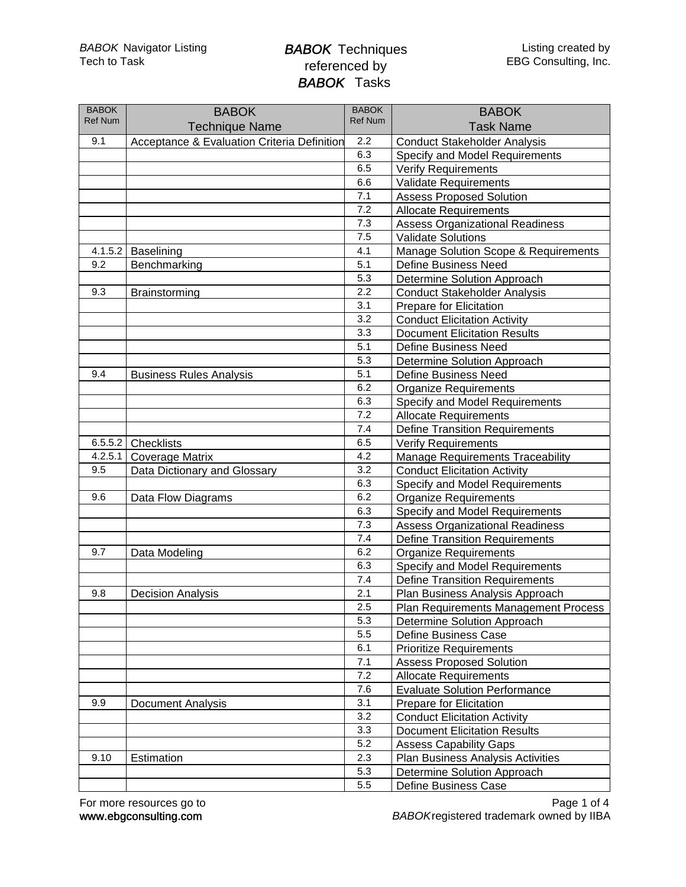# *BABOK* Techniques referenced by *BABOK* Tasks

*BABOK* Navigator Listing
Tech to Task

Listing created by EBG Consulting, Inc.

| BABOK Ref Num | BABOK Technique Name | BABOK Ref Num | BABOK Task Name |
|---|---|---|---|
| 9.1 | Acceptance & Evaluation Criteria Definition | 2.2 | Conduct Stakeholder Analysis |
| | | 6.3 | Specify and Model Requirements |
| | | 6.5 | Verify Requirements |
| | | 6.6 | Validate Requirements |
| | | 7.1 | Assess Proposed Solution |
| | | 7.2 | Allocate Requirements |
| | | 7.3 | Assess Organizational Readiness |
| | | 7.5 | Validate Solutions |
| 4.1.5.2 | Baselining | 4.1 | Manage Solution Scope & Requirements |
| 9.2 | Benchmarking | 5.1 | Define Business Need |
| | | 5.3 | Determine Solution Approach |
| 9.3 | Brainstorming | 2.2 | Conduct Stakeholder Analysis |
| | | 3.1 | Prepare for Elicitation |
| | | 3.2 | Conduct Elicitation Activity |
| | | 3.3 | Document Elicitation Results |
| | | 5.1 | Define Business Need |
| | | 5.3 | Determine Solution Approach |
| 9.4 | Business Rules Analysis | 5.1 | Define Business Need |
| | | 6.2 | Organize Requirements |
| | | 6.3 | Specify and Model Requirements |
| | | 7.2 | Allocate Requirements |
| | | 7.4 | Define Transition Requirements |
| 6.5.5.2 | Checklists | 6.5 | Verify Requirements |
| 4.2.5.1 | Coverage Matrix | 4.2 | Manage Requirements Traceability |
| 9.5 | Data Dictionary and Glossary | 3.2 | Conduct Elicitation Activity |
| | | 6.3 | Specify and Model Requirements |
| 9.6 | Data Flow Diagrams | 6.2 | Organize Requirements |
| | | 6.3 | Specify and Model Requirements |
| | | 7.3 | Assess Organizational Readiness |
| | | 7.4 | Define Transition Requirements |
| 9.7 | Data Modeling | 6.2 | Organize Requirements |
| | | 6.3 | Specify and Model Requirements |
| | | 7.4 | Define Transition Requirements |
| 9.8 | Decision Analysis | 2.1 | Plan Business Analysis Approach |
| | | 2.5 | Plan Requirements Management Process |
| | | 5.3 | Determine Solution Approach |
| | | 5.5 | Define Business Case |
| | | 6.1 | Prioritize Requirements |
| | | 7.1 | Assess Proposed Solution |
| | | 7.2 | Allocate Requirements |
| | | 7.6 | Evaluate Solution Performance |
| 9.9 | Document Analysis | 3.1 | Prepare for Elicitation |
| | | 3.2 | Conduct Elicitation Activity |
| | | 3.3 | Document Elicitation Results |
| | | 5.2 | Assess Capability Gaps |
| 9.10 | Estimation | 2.3 | Plan Business Analysis Activities |
| | | 5.3 | Determine Solution Approach |
| | | 5.5 | Define Business Case |

For more resources go to www.ebgconsulting.com

*BABOK* registered trademark owned by IIBA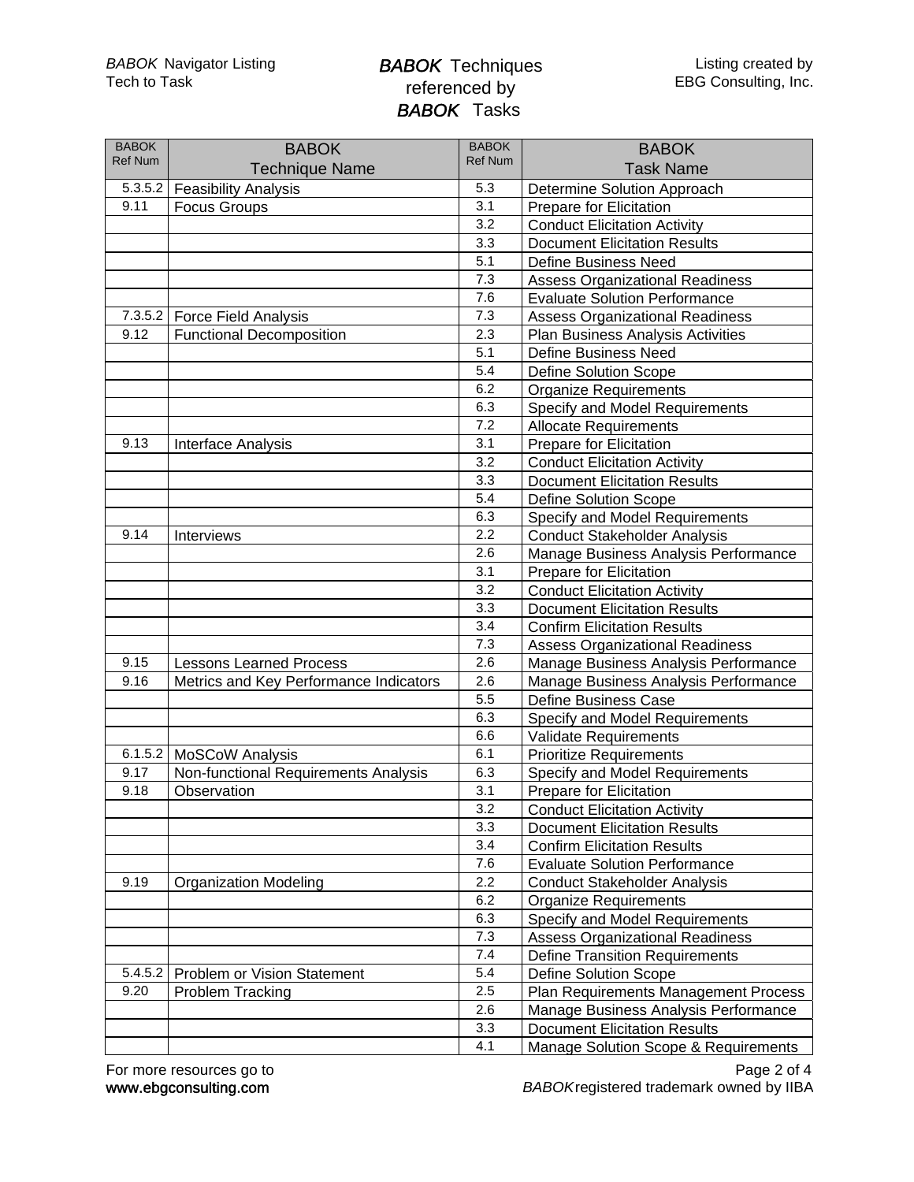# *BABOK* Techniques referenced by *BABOK* Tasks

| BABOK Ref Num | BABOK Technique Name | BABOK Ref Num | BABOK Task Name |
|---|---|---|---|
| 5.3.5.2 | Feasibility Analysis | 5.3 | Determine Solution Approach |
| 9.11 | Focus Groups | 3.1 | Prepare for Elicitation |
| | | 3.2 | Conduct Elicitation Activity |
| | | 3.3 | Document Elicitation Results |
| | | 5.1 | Define Business Need |
| | | 7.3 | Assess Organizational Readiness |
| | | 7.6 | Evaluate Solution Performance |
| 7.3.5.2 | Force Field Analysis | 7.3 | Assess Organizational Readiness |
| 9.12 | Functional Decomposition | 2.3 | Plan Business Analysis Activities |
| | | 5.1 | Define Business Need |
| | | 5.4 | Define Solution Scope |
| | | 6.2 | Organize Requirements |
| | | 6.3 | Specify and Model Requirements |
| | | 7.2 | Allocate Requirements |
| 9.13 | Interface Analysis | 3.1 | Prepare for Elicitation |
| | | 3.2 | Conduct Elicitation Activity |
| | | 3.3 | Document Elicitation Results |
| | | 5.4 | Define Solution Scope |
| | | 6.3 | Specify and Model Requirements |
| 9.14 | Interviews | 2.2 | Conduct Stakeholder Analysis |
| | | 2.6 | Manage Business Analysis Performance |
| | | 3.1 | Prepare for Elicitation |
| | | 3.2 | Conduct Elicitation Activity |
| | | 3.3 | Document Elicitation Results |
| | | 3.4 | Confirm Elicitation Results |
| | | 7.3 | Assess Organizational Readiness |
| 9.15 | Lessons Learned Process | 2.6 | Manage Business Analysis Performance |
| 9.16 | Metrics and Key Performance Indicators | 2.6 | Manage Business Analysis Performance |
| | | 5.5 | Define Business Case |
| | | 6.3 | Specify and Model Requirements |
| | | 6.6 | Validate Requirements |
| 6.1.5.2 | MoSCoW Analysis | 6.1 | Prioritize Requirements |
| 9.17 | Non-functional Requirements Analysis | 6.3 | Specify and Model Requirements |
| 9.18 | Observation | 3.1 | Prepare for Elicitation |
| | | 3.2 | Conduct Elicitation Activity |
| | | 3.3 | Document Elicitation Results |
| | | 3.4 | Confirm Elicitation Results |
| | | 7.6 | Evaluate Solution Performance |
| 9.19 | Organization Modeling | 2.2 | Conduct Stakeholder Analysis |
| | | 6.2 | Organize Requirements |
| | | 6.3 | Specify and Model Requirements |
| | | 7.3 | Assess Organizational Readiness |
| | | 7.4 | Define Transition Requirements |
| 5.4.5.2 | Problem or Vision Statement | 5.4 | Define Solution Scope |
| 9.20 | Problem Tracking | 2.5 | Plan Requirements Management Process |
| | | 2.6 | Manage Business Analysis Performance |
| | | 3.3 | Document Elicitation Results |
| | | 4.1 | Manage Solution Scope & Requirements |

For more resources go to www.ebgconsulting.com

*BABOK* registered trademark owned by IIBA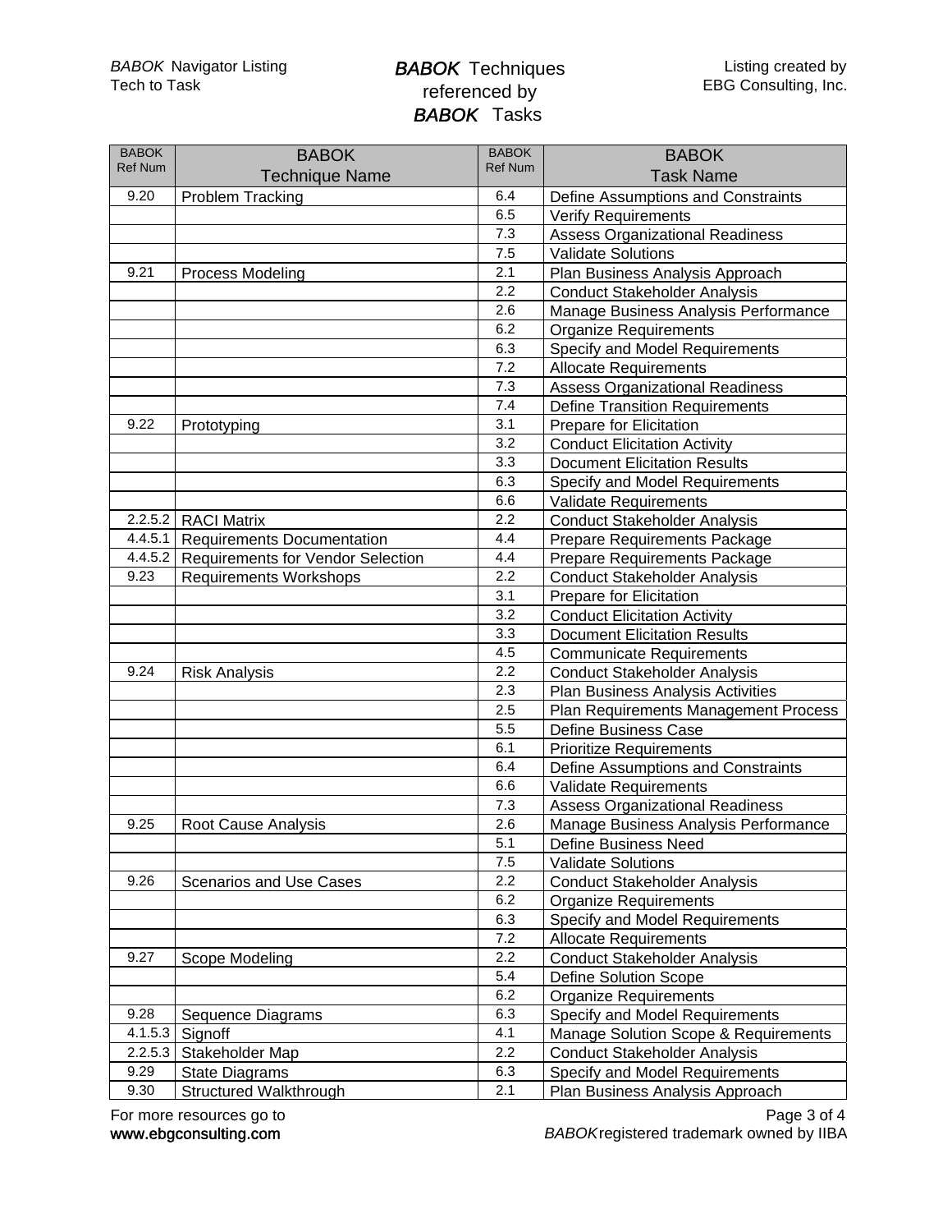# *BABOK* Techniques referenced by *BABOK* Tasks

| BABOK Ref Num | BABOK Technique Name | BABOK Ref Num | BABOK Task Name |
|---|---|---|---|
| 9.20 | Problem Tracking | 6.4 | Define Assumptions and Constraints |
| | | 6.5 | Verify Requirements |
| | | 7.3 | Assess Organizational Readiness |
| | | 7.5 | Validate Solutions |
| 9.21 | Process Modeling | 2.1 | Plan Business Analysis Approach |
| | | 2.2 | Conduct Stakeholder Analysis |
| | | 2.6 | Manage Business Analysis Performance |
| | | 6.2 | Organize Requirements |
| | | 6.3 | Specify and Model Requirements |
| | | 7.2 | Allocate Requirements |
| | | 7.3 | Assess Organizational Readiness |
| | | 7.4 | Define Transition Requirements |
| 9.22 | Prototyping | 3.1 | Prepare for Elicitation |
| | | 3.2 | Conduct Elicitation Activity |
| | | 3.3 | Document Elicitation Results |
| | | 6.3 | Specify and Model Requirements |
| | | 6.6 | Validate Requirements |
| 2.2.5.2 | RACI Matrix | 2.2 | Conduct Stakeholder Analysis |
| 4.4.5.1 | Requirements Documentation | 4.4 | Prepare Requirements Package |
| 4.4.5.2 | Requirements for Vendor Selection | 4.4 | Prepare Requirements Package |
| 9.23 | Requirements Workshops | 2.2 | Conduct Stakeholder Analysis |
| | | 3.1 | Prepare for Elicitation |
| | | 3.2 | Conduct Elicitation Activity |
| | | 3.3 | Document Elicitation Results |
| | | 4.5 | Communicate Requirements |
| 9.24 | Risk Analysis | 2.2 | Conduct Stakeholder Analysis |
| | | 2.3 | Plan Business Analysis Activities |
| | | 2.5 | Plan Requirements Management Process |
| | | 5.5 | Define Business Case |
| | | 6.1 | Prioritize Requirements |
| | | 6.4 | Define Assumptions and Constraints |
| | | 6.6 | Validate Requirements |
| | | 7.3 | Assess Organizational Readiness |
| 9.25 | Root Cause Analysis | 2.6 | Manage Business Analysis Performance |
| | | 5.1 | Define Business Need |
| | | 7.5 | Validate Solutions |
| 9.26 | Scenarios and Use Cases | 2.2 | Conduct Stakeholder Analysis |
| | | 6.2 | Organize Requirements |
| | | 6.3 | Specify and Model Requirements |
| | | 7.2 | Allocate Requirements |
| 9.27 | Scope Modeling | 2.2 | Conduct Stakeholder Analysis |
| | | 5.4 | Define Solution Scope |
| | | 6.2 | Organize Requirements |
| 9.28 | Sequence Diagrams | 6.3 | Specify and Model Requirements |
| 4.1.5.3 | Signoff | 4.1 | Manage Solution Scope & Requirements |
| 2.2.5.3 | Stakeholder Map | 2.2 | Conduct Stakeholder Analysis |
| 9.29 | State Diagrams | 6.3 | Specify and Model Requirements |
| 9.30 | Structured Walkthrough | 2.1 | Plan Business Analysis Approach |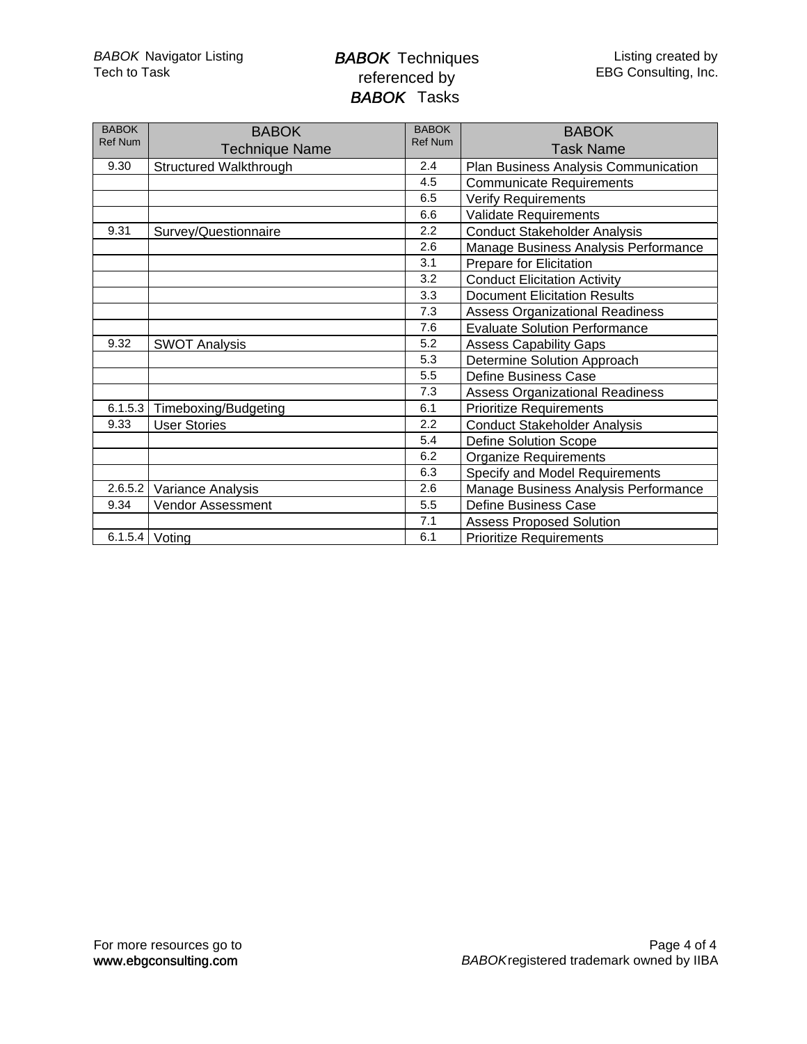# *BABOK* Techniques referenced by *BABOK* Tasks

| BABOK Ref Num | BABOK Technique Name | BABOK Ref Num | BABOK Task Name |
|---|---|---|---|
| 9.30 | Structured Walkthrough | 2.4 | Plan Business Analysis Communication |
| | | 4.5 | Communicate Requirements |
| | | 6.5 | Verify Requirements |
| | | 6.6 | Validate Requirements |
| 9.31 | Survey/Questionnaire | 2.2 | Conduct Stakeholder Analysis |
| | | 2.6 | Manage Business Analysis Performance |
| | | 3.1 | Prepare for Elicitation |
| | | 3.2 | Conduct Elicitation Activity |
| | | 3.3 | Document Elicitation Results |
| | | 7.3 | Assess Organizational Readiness |
| | | 7.6 | Evaluate Solution Performance |
| 9.32 | SWOT Analysis | 5.2 | Assess Capability Gaps |
| | | 5.3 | Determine Solution Approach |
| | | 5.5 | Define Business Case |
| | | 7.3 | Assess Organizational Readiness |
| 6.1.5.3 | Timeboxing/Budgeting | 6.1 | Prioritize Requirements |
| 9.33 | User Stories | 2.2 | Conduct Stakeholder Analysis |
| | | 5.4 | Define Solution Scope |
| | | 6.2 | Organize Requirements |
| | | 6.3 | Specify and Model Requirements |
| 2.6.5.2 | Variance Analysis | 2.6 | Manage Business Analysis Performance |
| 9.34 | Vendor Assessment | 5.5 | Define Business Case |
| | | 7.1 | Assess Proposed Solution |
| 6.1.5.4 | Voting | 6.1 | Prioritize Requirements |